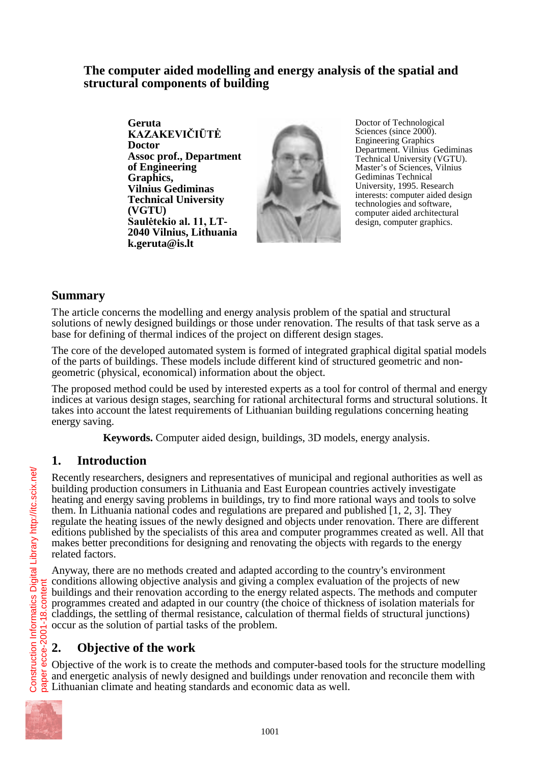# The computer aided modelling and energy analysis of the spatial and structural components of building

**Geruta KAZAKEVIČIŪTĖ**
**Doctor**
**Assoc prof., Department of Engineering Graphics,**
**Vilnius Gediminas Technical University (VGTU)**
**Saulėtekio al. 11, LT-2040 Vilnius, Lithuania**
**k.geruta@is.lt**

Doctor of Technological Sciences (since 2000). Engineering Graphics Department. Vilnius Gediminas Technical University (VGTU). Master's of Sciences, Vilnius Gediminas Technical University, 1995. Research interests: computer aided design technologies and software, computer aided architectural design, computer graphics.

## Summary

The article concerns the modelling and energy analysis problem of the spatial and structural solutions of newly designed buildings or those under renovation. The results of that task serve as a base for defining of thermal indices of the project on different design stages.

The core of the developed automated system is formed of integrated graphical digital spatial models of the parts of buildings. These models include different kind of structured geometric and non-geometric (physical, economical) information about the object.

The proposed method could be used by interested experts as a tool for control of thermal and energy indices at various design stages, searching for rational architectural forms and structural solutions. It takes into account the latest requirements of Lithuanian building regulations concerning heating energy saving.

**Keywords.** Computer aided design, buildings, 3D models, energy analysis.

## 1. Introduction

Recently researchers, designers and representatives of municipal and regional authorities as well as building production consumers in Lithuania and East European countries actively investigate heating and energy saving problems in buildings, try to find more rational ways and tools to solve them. In Lithuania national codes and regulations are prepared and published [1, 2, 3]. They regulate the heating issues of the newly designed and objects under renovation. There are different editions published by the specialists of this area and computer programmes created as well. All that makes better preconditions for designing and renovating the objects with regards to the energy related factors.

Anyway, there are no methods created and adapted according to the country's environment conditions allowing objective analysis and giving a complex evaluation of the projects of new buildings and their renovation according to the energy related aspects. The methods and computer programmes created and adapted in our country (the choice of thickness of isolation materials for claddings, the settling of thermal resistance, calculation of thermal fields of structural junctions) occur as the solution of partial tasks of the problem.

## 2. Objective of the work

Objective of the work is to create the methods and computer-based tools for the structure modelling and energetic analysis of newly designed and buildings under renovation and reconcile them with Lithuanian climate and heating standards and economic data as well.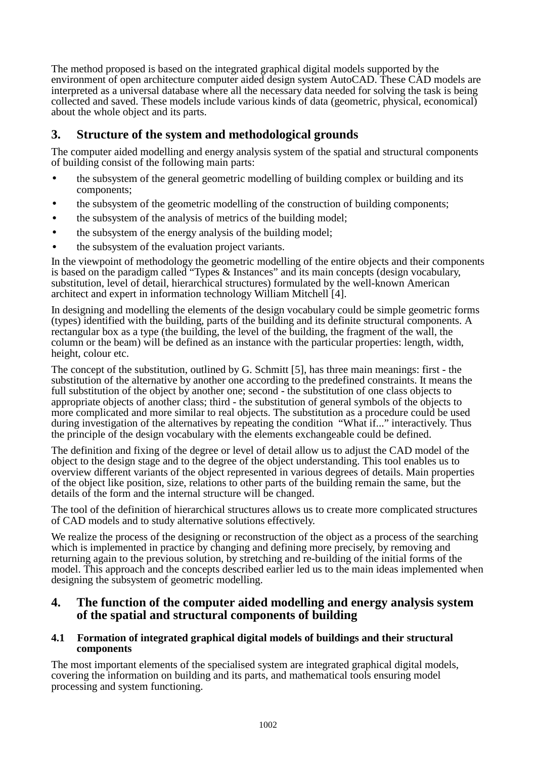The method proposed is based on the integrated graphical digital models supported by the environment of open architecture computer aided design system AutoCAD. These CAD models are interpreted as a universal database where all the necessary data needed for solving the task is being collected and saved. These models include various kinds of data (geometric, physical, economical) about the whole object and its parts.

## 3. Structure of the system and methodological grounds

The computer aided modelling and energy analysis system of the spatial and structural components of building consist of the following main parts:

- the subsystem of the general geometric modelling of building complex or building and its components;
- the subsystem of the geometric modelling of the construction of building components;
- the subsystem of the analysis of metrics of the building model;
- the subsystem of the energy analysis of the building model;
- the subsystem of the evaluation project variants.

In the viewpoint of methodology the geometric modelling of the entire objects and their components is based on the paradigm called "Types & Instances" and its main concepts (design vocabulary, substitution, level of detail, hierarchical structures) formulated by the well-known American architect and expert in information technology William Mitchell [4].

In designing and modelling the elements of the design vocabulary could be simple geometric forms (types) identified with the building, parts of the building and its definite structural components. A rectangular box as a type (the building, the level of the building, the fragment of the wall, the column or the beam) will be defined as an instance with the particular properties: length, width, height, colour etc.

The concept of the substitution, outlined by G. Schmitt [5], has three main meanings: first - the substitution of the alternative by another one according to the predefined constraints. It means the full substitution of the object by another one; second - the substitution of one class objects to appropriate objects of another class; third - the substitution of general symbols of the objects to more complicated and more similar to real objects. The substitution as a procedure could be used during investigation of the alternatives by repeating the condition "What if..." interactively. Thus the principle of the design vocabulary with the elements exchangeable could be defined.

The definition and fixing of the degree or level of detail allow us to adjust the CAD model of the object to the design stage and to the degree of the object understanding. This tool enables us to overview different variants of the object represented in various degrees of details. Main properties of the object like position, size, relations to other parts of the building remain the same, but the details of the form and the internal structure will be changed.

The tool of the definition of hierarchical structures allows us to create more complicated structures of CAD models and to study alternative solutions effectively.

We realize the process of the designing or reconstruction of the object as a process of the searching which is implemented in practice by changing and defining more precisely, by removing and returning again to the previous solution, by stretching and re-building of the initial forms of the model. This approach and the concepts described earlier led us to the main ideas implemented when designing the subsystem of geometric modelling.

## 4. The function of the computer aided modelling and energy analysis system of the spatial and structural components of building

### 4.1 Formation of integrated graphical digital models of buildings and their structural components

The most important elements of the specialised system are integrated graphical digital models, covering the information on building and its parts, and mathematical tools ensuring model processing and system functioning.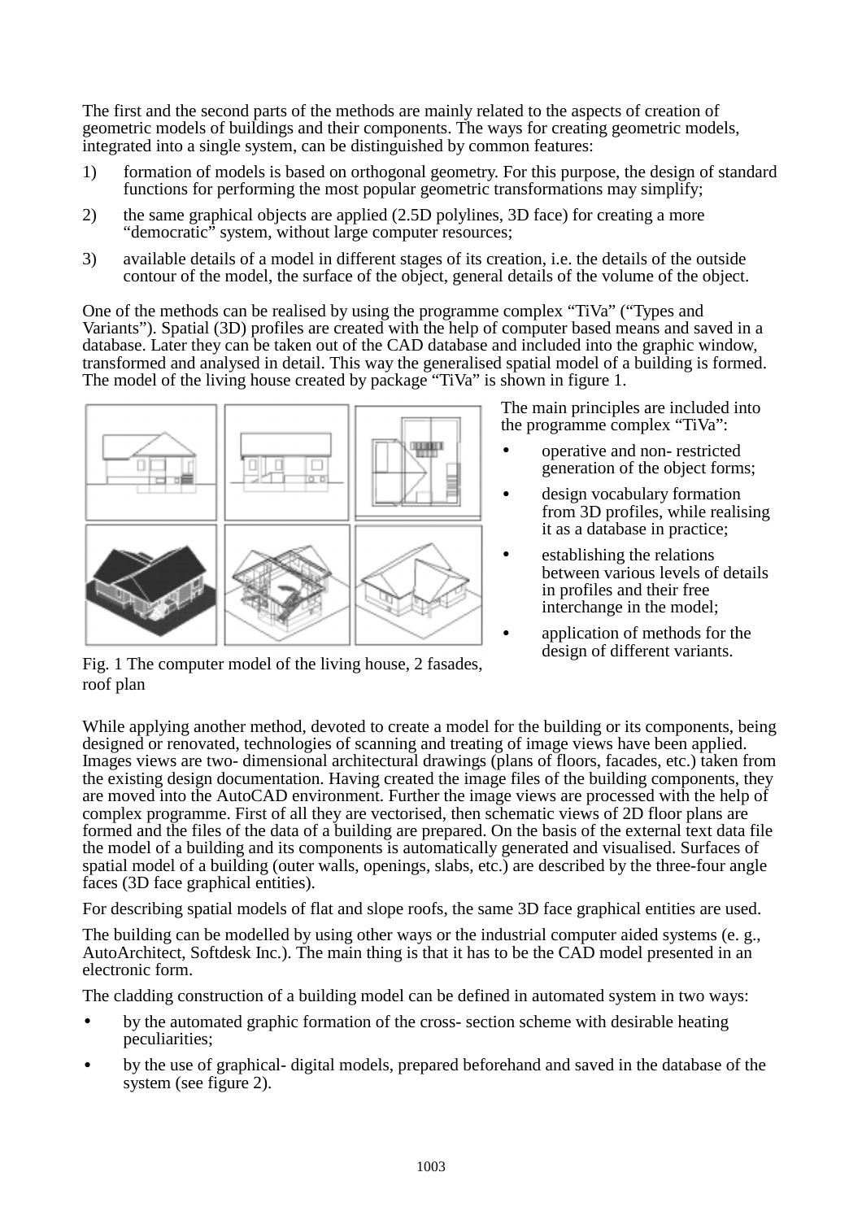The first and the second parts of the methods are mainly related to the aspects of creation of geometric models of buildings and their components. The ways for creating geometric models, integrated into a single system, can be distinguished by common features:

1) formation of models is based on orthogonal geometry. For this purpose, the design of standard functions for performing the most popular geometric transformations may simplify;
2) the same graphical objects are applied (2.5D polylines, 3D face) for creating a more "democratic" system, without large computer resources;
3) available details of a model in different stages of its creation, i.e. the details of the outside contour of the model, the surface of the object, general details of the volume of the object.

One of the methods can be realised by using the programme complex "TiVa" ("Types and Variants"). Spatial (3D) profiles are created with the help of computer based means and saved in a database. Later they can be taken out of the CAD database and included into the graphic window, transformed and analysed in detail. This way the generalised spatial model of a building is formed. The model of the living house created by package "TiVa" is shown in figure 1.

Fig. 1 The computer model of the living house, 2 fasades, roof plan

The main principles are included into the programme complex "TiVa":

- operative and non- restricted generation of the object forms;
- design vocabulary formation from 3D profiles, while realising it as a database in practice;
- establishing the relations between various levels of details in profiles and their free interchange in the model;
- application of methods for the design of different variants.

While applying another method, devoted to create a model for the building or its components, being designed or renovated, technologies of scanning and treating of image views have been applied. Images views are two- dimensional architectural drawings (plans of floors, facades, etc.) taken from the existing design documentation. Having created the image files of the building components, they are moved into the AutoCAD environment. Further the image views are processed with the help of complex programme. First of all they are vectorised, then schematic views of 2D floor plans are formed and the files of the data of a building are prepared. On the basis of the external text data file the model of a building and its components is automatically generated and visualised. Surfaces of spatial model of a building (outer walls, openings, slabs, etc.) are described by the three-four angle faces (3D face graphical entities).

For describing spatial models of flat and slope roofs, the same 3D face graphical entities are used.

The building can be modelled by using other ways or the industrial computer aided systems (e. g., AutoArchitect, Softdesk Inc.). The main thing is that it has to be the CAD model presented in an electronic form.

The cladding construction of a building model can be defined in automated system in two ways:

- by the automated graphic formation of the cross- section scheme with desirable heating peculiarities;
- by the use of graphical- digital models, prepared beforehand and saved in the database of the system (see figure 2).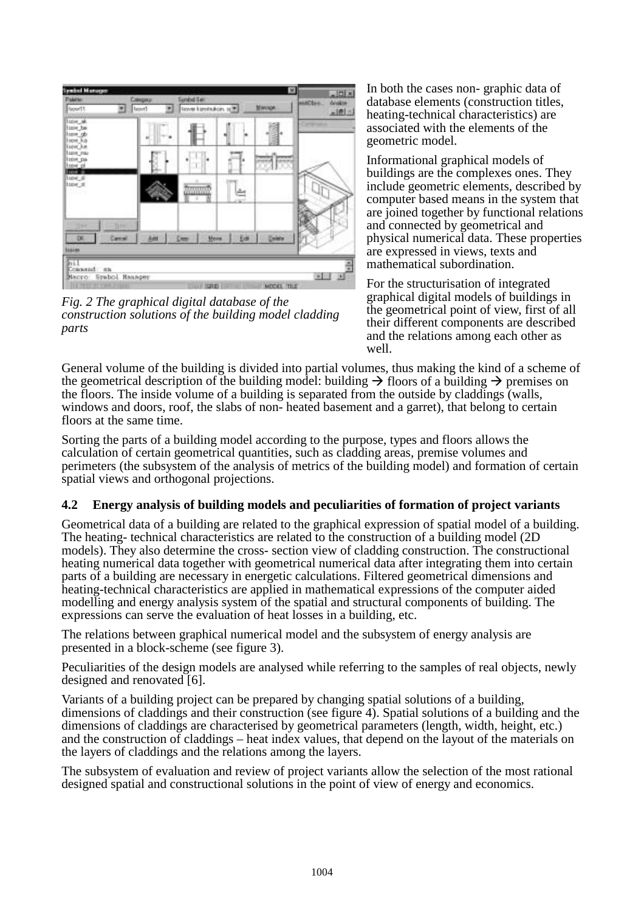*Fig. 2 The graphical digital database of the construction solutions of the building model cladding parts*

In both the cases non- graphic data of database elements (construction titles, heating-technical characteristics) are associated with the elements of the geometric model.

Informational graphical models of buildings are the complexes ones. They include geometric elements, described by computer based means in the system that are joined together by functional relations and connected by geometrical and physical numerical data. These properties are expressed in views, texts and mathematical subordination.

For the structurisation of integrated graphical digital models of buildings in the geometrical point of view, first of all their different components are described and the relations among each other as well.

General volume of the building is divided into partial volumes, thus making the kind of a scheme of the geometrical description of the building model: building → floors of a building → premises on the floors. The inside volume of a building is separated from the outside by claddings (walls, windows and doors, roof, the slabs of non- heated basement and a garret), that belong to certain floors at the same time.

Sorting the parts of a building model according to the purpose, types and floors allows the calculation of certain geometrical quantities, such as cladding areas, premise volumes and perimeters (the subsystem of the analysis of metrics of the building model) and formation of certain spatial views and orthogonal projections.

### 4.2 Energy analysis of building models and peculiarities of formation of project variants

Geometrical data of a building are related to the graphical expression of spatial model of a building. The heating- technical characteristics are related to the construction of a building model (2D models). They also determine the cross- section view of cladding construction. The constructional heating numerical data together with geometrical numerical data after integrating them into certain parts of a building are necessary in energetic calculations. Filtered geometrical dimensions and heating-technical characteristics are applied in mathematical expressions of the computer aided modelling and energy analysis system of the spatial and structural components of building. The expressions can serve the evaluation of heat losses in a building, etc.

The relations between graphical numerical model and the subsystem of energy analysis are presented in a block-scheme (see figure 3).

Peculiarities of the design models are analysed while referring to the samples of real objects, newly designed and renovated [6].

Variants of a building project can be prepared by changing spatial solutions of a building, dimensions of claddings and their construction (see figure 4). Spatial solutions of a building and the dimensions of claddings are characterised by geometrical parameters (length, width, height, etc.) and the construction of claddings – heat index values, that depend on the layout of the materials on the layers of claddings and the relations among the layers.

The subsystem of evaluation and review of project variants allow the selection of the most rational designed spatial and constructional solutions in the point of view of energy and economics.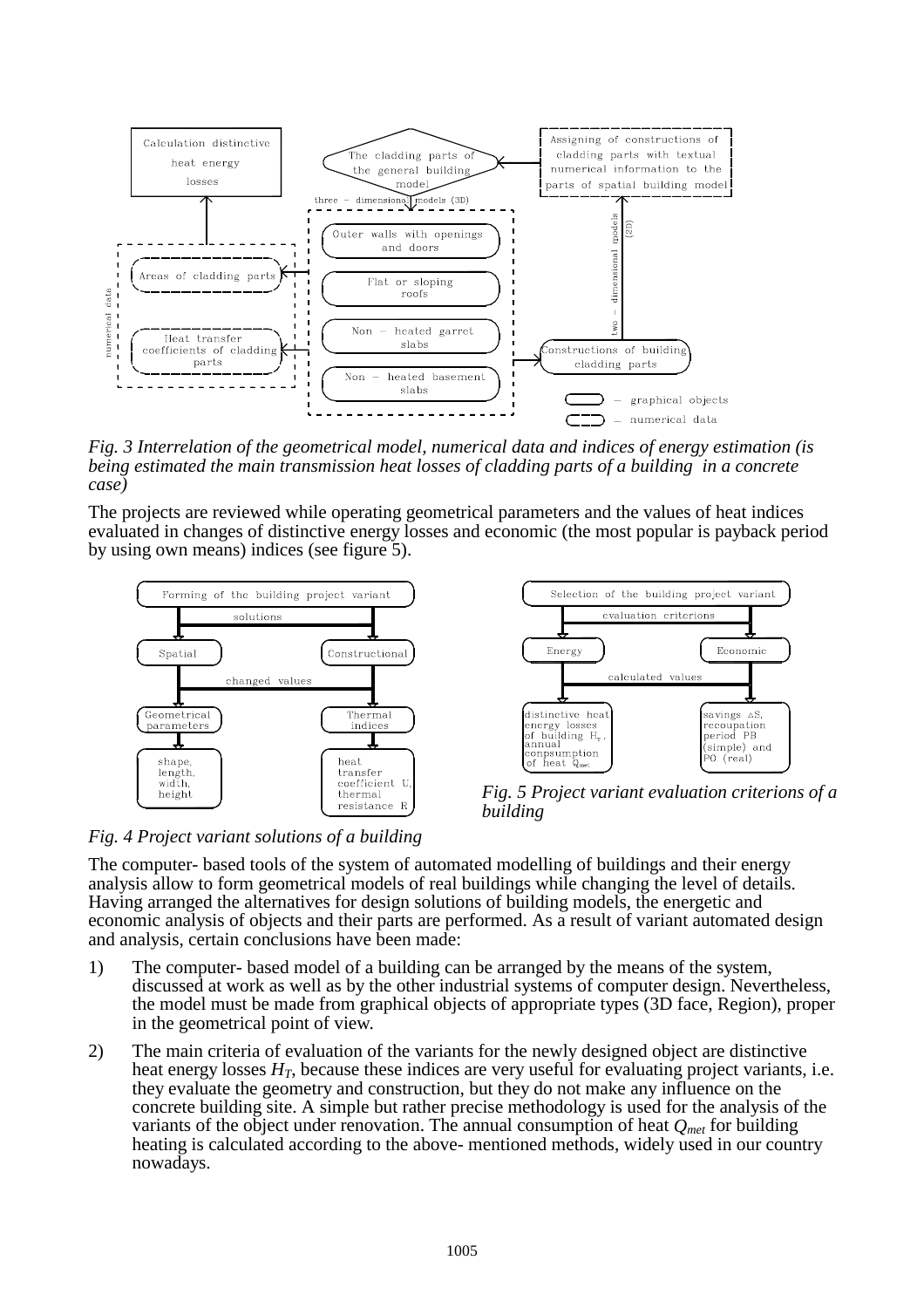*Fig. 3 Interrelation of the geometrical model, numerical data and indices of energy estimation (is being estimated the main transmission heat losses of cladding parts of a building in a concrete case)*

The projects are reviewed while operating geometrical parameters and the values of heat indices evaluated in changes of distinctive energy losses and economic (the most popular is payback period by using own means) indices (see figure 5).

*Fig. 5 Project variant evaluation criterions of a building*

*Fig. 4 Project variant solutions of a building*

The computer- based tools of the system of automated modelling of buildings and their energy analysis allow to form geometrical models of real buildings while changing the level of details. Having arranged the alternatives for design solutions of building models, the energetic and economic analysis of objects and their parts are performed. As a result of variant automated design and analysis, certain conclusions have been made:

1) The computer- based model of a building can be arranged by the means of the system, discussed at work as well as by the other industrial systems of computer design. Nevertheless, the model must be made from graphical objects of appropriate types (3D face, Region), proper in the geometrical point of view.

2) The main criteria of evaluation of the variants for the newly designed object are distinctive heat energy losses $H_T$, because these indices are very useful for evaluating project variants, i.e. they evaluate the geometry and construction, but they do not make any influence on the concrete building site. A simple but rather precise methodology is used for the analysis of the variants of the object under renovation. The annual consumption of heat $Q_{met}$ for building heating is calculated according to the above- mentioned methods, widely used in our country nowadays.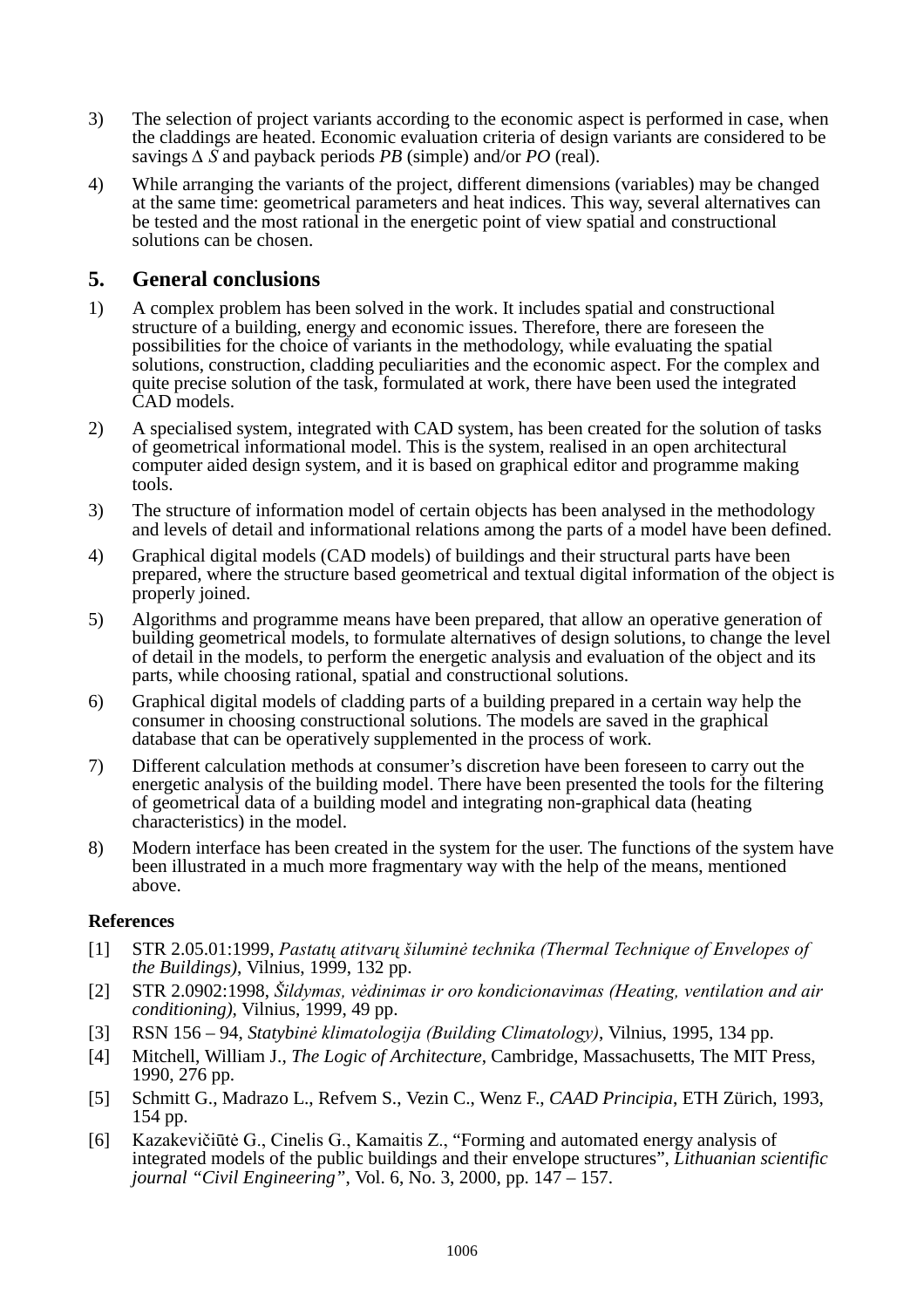3) The selection of project variants according to the economic aspect is performed in case, when the claddings are heated. Economic evaluation criteria of design variants are considered to be savings $\Delta S$ and payback periods *PB* (simple) and/or *PO* (real).

4) While arranging the variants of the project, different dimensions (variables) may be changed at the same time: geometrical parameters and heat indices. This way, several alternatives can be tested and the most rational in the energetic point of view spatial and constructional solutions can be chosen.

## 5. General conclusions

1) A complex problem has been solved in the work. It includes spatial and constructional structure of a building, energy and economic issues. Therefore, there are foreseen the possibilities for the choice of variants in the methodology, while evaluating the spatial solutions, construction, cladding peculiarities and the economic aspect. For the complex and quite precise solution of the task, formulated at work, there have been used the integrated CAD models.

2) A specialised system, integrated with CAD system, has been created for the solution of tasks of geometrical informational model. This is the system, realised in an open architectural computer aided design system, and it is based on graphical editor and programme making tools.

3) The structure of information model of certain objects has been analysed in the methodology and levels of detail and informational relations among the parts of a model have been defined.

4) Graphical digital models (CAD models) of buildings and their structural parts have been prepared, where the structure based geometrical and textual digital information of the object is properly joined.

5) Algorithms and programme means have been prepared, that allow an operative generation of building geometrical models, to formulate alternatives of design solutions, to change the level of detail in the models, to perform the energetic analysis and evaluation of the object and its parts, while choosing rational, spatial and constructional solutions.

6) Graphical digital models of cladding parts of a building prepared in a certain way help the consumer in choosing constructional solutions. The models are saved in the graphical database that can be operatively supplemented in the process of work.

7) Different calculation methods at consumer's discretion have been foreseen to carry out the energetic analysis of the building model. There have been presented the tools for the filtering of geometrical data of a building model and integrating non-graphical data (heating characteristics) in the model.

8) Modern interface has been created in the system for the user. The functions of the system have been illustrated in a much more fragmentary way with the help of the means, mentioned above.

**References**

[1] STR 2.05.01:1999, *Pastatų atitvarų šiluminė technika (Thermal Technique of Envelopes of the Buildings)*, Vilnius, 1999, 132 pp.

[2] STR 2.0902:1998, *Šildymas, vėdinimas ir oro kondicionavimas (Heating, ventilation and air conditioning)*, Vilnius, 1999, 49 pp.

[3] RSN 156 – 94, *Statybinė klimatologija (Building Climatology)*, Vilnius, 1995, 134 pp.

[4] Mitchell, William J., *The Logic of Architecture*, Cambridge, Massachusetts, The MIT Press, 1990, 276 pp.

[5] Schmitt G., Madrazo L., Refvem S., Vezin C., Wenz F., *CAAD Principia*, ETH Zürich, 1993, 154 pp.

[6] Kazakevičiūtė G., Cinelis G., Kamaitis Z., "Forming and automated energy analysis of integrated models of the public buildings and their envelope structures", *Lithuanian scientific journal "Civil Engineering"*, Vol. 6, No. 3, 2000, pp. 147 – 157.